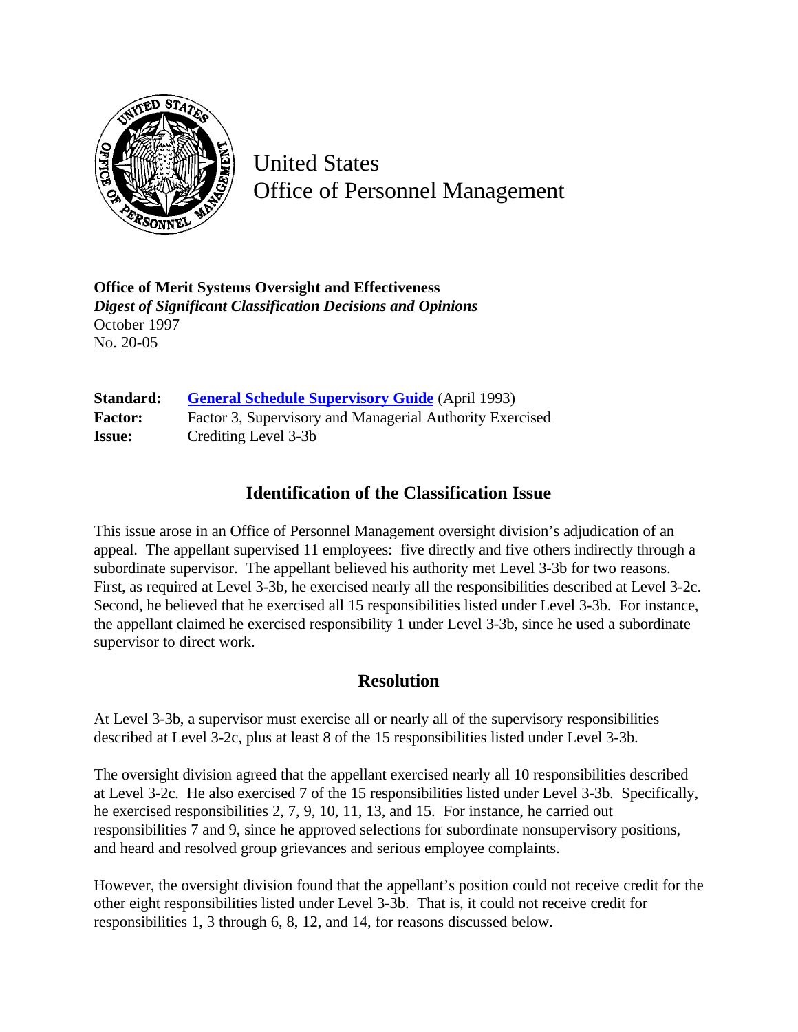United States
Office of Personnel Management

**Office of Merit Systems Oversight and Effectiveness**
***Digest of Significant Classification Decisions and Opinions***
October 1997
No. 20-05

**Standard:** **General Schedule Supervisory Guide** (April 1993)
**Factor:** Factor 3, Supervisory and Managerial Authority Exercised
**Issue:** Crediting Level 3-3b

## Identification of the Classification Issue

This issue arose in an Office of Personnel Management oversight division's adjudication of an appeal. The appellant supervised 11 employees: five directly and five others indirectly through a subordinate supervisor. The appellant believed his authority met Level 3-3b for two reasons. First, as required at Level 3-3b, he exercised nearly all the responsibilities described at Level 3-2c. Second, he believed that he exercised all 15 responsibilities listed under Level 3-3b. For instance, the appellant claimed he exercised responsibility 1 under Level 3-3b, since he used a subordinate supervisor to direct work.

## Resolution

At Level 3-3b, a supervisor must exercise all or nearly all of the supervisory responsibilities described at Level 3-2c, plus at least 8 of the 15 responsibilities listed under Level 3-3b.

The oversight division agreed that the appellant exercised nearly all 10 responsibilities described at Level 3-2c. He also exercised 7 of the 15 responsibilities listed under Level 3-3b. Specifically, he exercised responsibilities 2, 7, 9, 10, 11, 13, and 15. For instance, he carried out responsibilities 7 and 9, since he approved selections for subordinate nonsupervisory positions, and heard and resolved group grievances and serious employee complaints.

However, the oversight division found that the appellant's position could not receive credit for the other eight responsibilities listed under Level 3-3b. That is, it could not receive credit for responsibilities 1, 3 through 6, 8, 12, and 14, for reasons discussed below.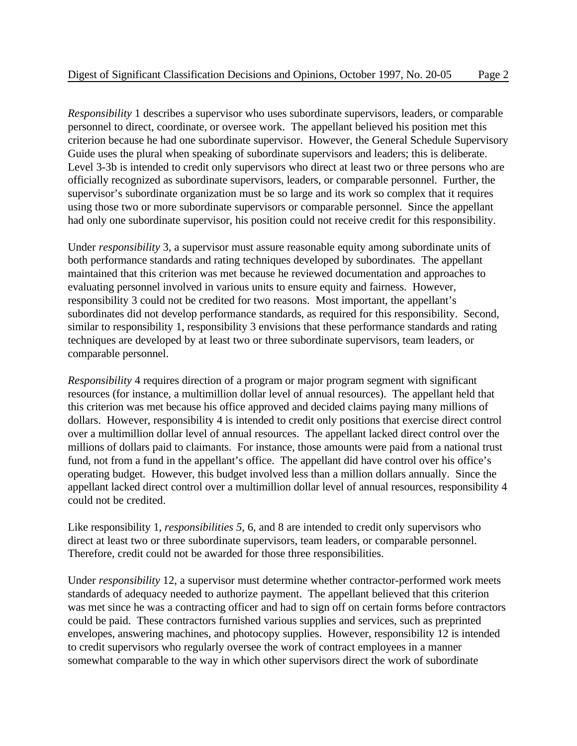*Responsibility* 1 describes a supervisor who uses subordinate supervisors, leaders, or comparable personnel to direct, coordinate, or oversee work. The appellant believed his position met this criterion because he had one subordinate supervisor. However, the General Schedule Supervisory Guide uses the plural when speaking of subordinate supervisors and leaders; this is deliberate. Level 3-3b is intended to credit only supervisors who direct at least two or three persons who are officially recognized as subordinate supervisors, leaders, or comparable personnel. Further, the supervisor's subordinate organization must be so large and its work so complex that it requires using those two or more subordinate supervisors or comparable personnel. Since the appellant had only one subordinate supervisor, his position could not receive credit for this responsibility.

Under *responsibility* 3, a supervisor must assure reasonable equity among subordinate units of both performance standards and rating techniques developed by subordinates. The appellant maintained that this criterion was met because he reviewed documentation and approaches to evaluating personnel involved in various units to ensure equity and fairness. However, responsibility 3 could not be credited for two reasons. Most important, the appellant's subordinates did not develop performance standards, as required for this responsibility. Second, similar to responsibility 1, responsibility 3 envisions that these performance standards and rating techniques are developed by at least two or three subordinate supervisors, team leaders, or comparable personnel.

*Responsibility* 4 requires direction of a program or major program segment with significant resources (for instance, a multimillion dollar level of annual resources). The appellant held that this criterion was met because his office approved and decided claims paying many millions of dollars. However, responsibility 4 is intended to credit only positions that exercise direct control over a multimillion dollar level of annual resources. The appellant lacked direct control over the millions of dollars paid to claimants. For instance, those amounts were paid from a national trust fund, not from a fund in the appellant's office. The appellant did have control over his office's operating budget. However, this budget involved less than a million dollars annually. Since the appellant lacked direct control over a multimillion dollar level of annual resources, responsibility 4 could not be credited.

Like responsibility 1, *responsibilities 5*, 6, and 8 are intended to credit only supervisors who direct at least two or three subordinate supervisors, team leaders, or comparable personnel. Therefore, credit could not be awarded for those three responsibilities.

Under *responsibility* 12, a supervisor must determine whether contractor-performed work meets standards of adequacy needed to authorize payment. The appellant believed that this criterion was met since he was a contracting officer and had to sign off on certain forms before contractors could be paid. These contractors furnished various supplies and services, such as preprinted envelopes, answering machines, and photocopy supplies. However, responsibility 12 is intended to credit supervisors who regularly oversee the work of contract employees in a manner somewhat comparable to the way in which other supervisors direct the work of subordinate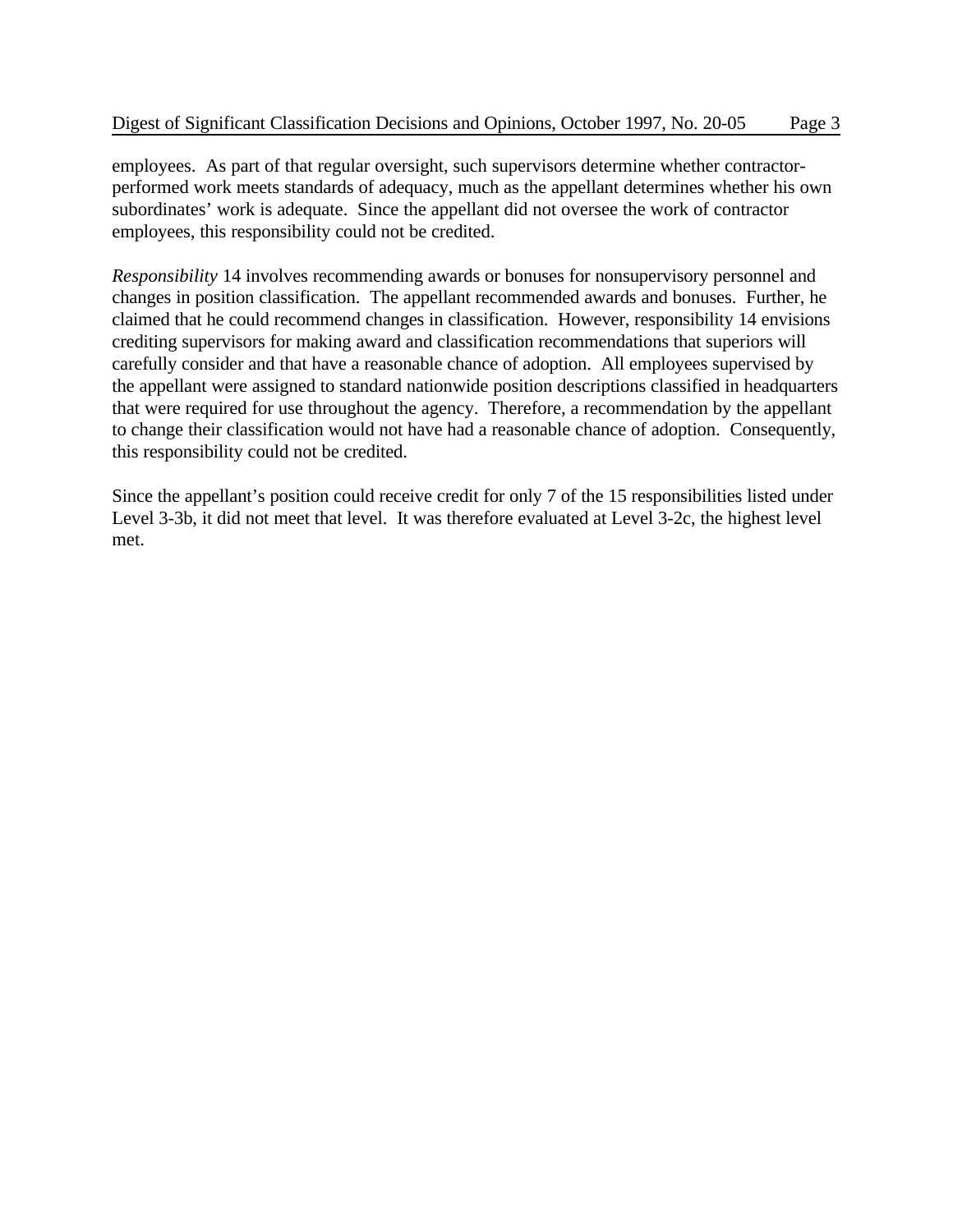employees. As part of that regular oversight, such supervisors determine whether contractor-performed work meets standards of adequacy, much as the appellant determines whether his own subordinates' work is adequate. Since the appellant did not oversee the work of contractor employees, this responsibility could not be credited.

*Responsibility* 14 involves recommending awards or bonuses for nonsupervisory personnel and changes in position classification. The appellant recommended awards and bonuses. Further, he claimed that he could recommend changes in classification. However, responsibility 14 envisions crediting supervisors for making award and classification recommendations that superiors will carefully consider and that have a reasonable chance of adoption. All employees supervised by the appellant were assigned to standard nationwide position descriptions classified in headquarters that were required for use throughout the agency. Therefore, a recommendation by the appellant to change their classification would not have had a reasonable chance of adoption. Consequently, this responsibility could not be credited.

Since the appellant's position could receive credit for only 7 of the 15 responsibilities listed under Level 3-3b, it did not meet that level. It was therefore evaluated at Level 3-2c, the highest level met.